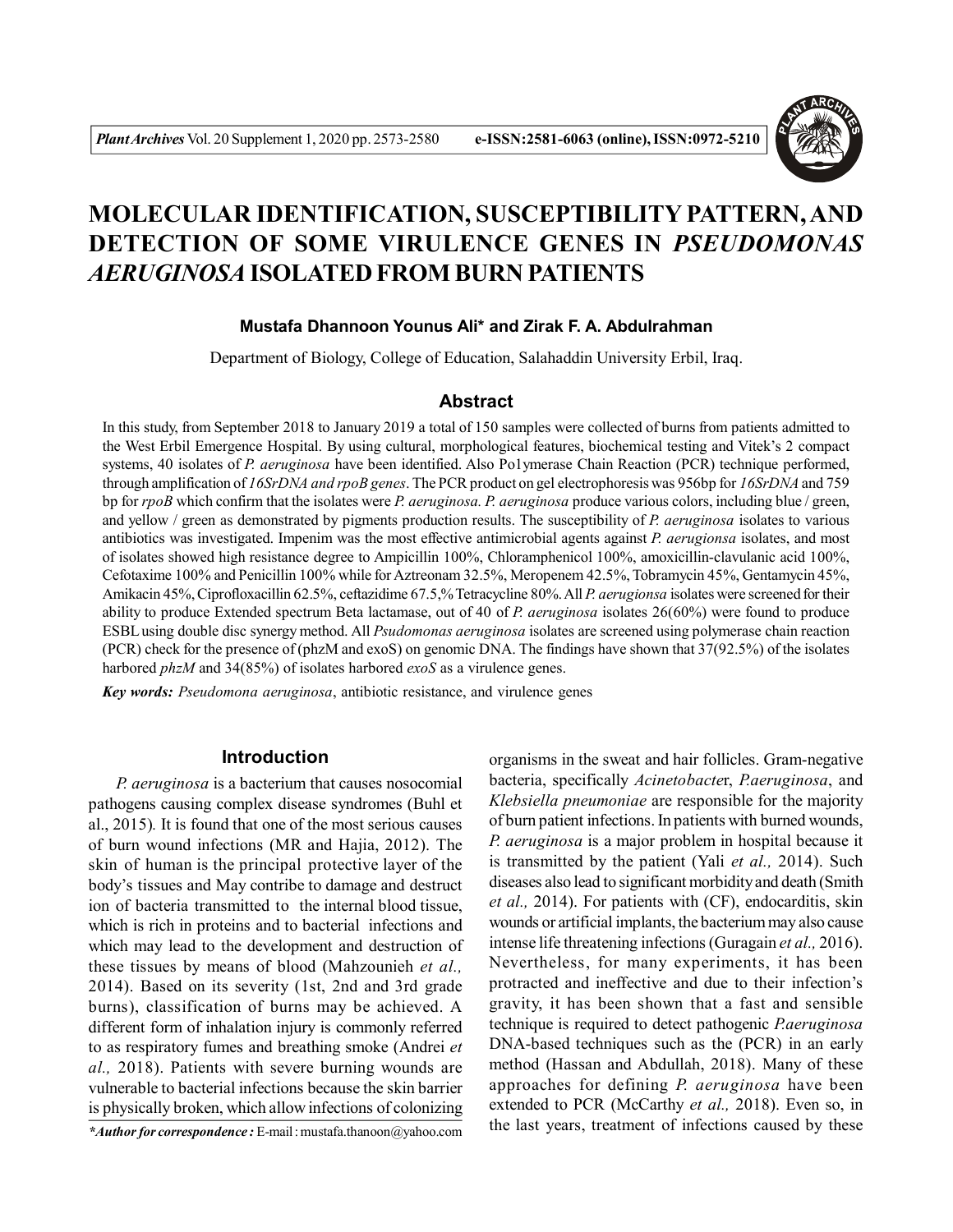# MOLECULAR IDENTIFICATION, SUSCEPTIBILITY PATTERN, AND DETECTION OF SOME VIRULENCE GENES IN *PSEUDOMONAS AERUGINOSA* ISOLATED FROM BURN PATIENTS

**Mustafa Dhannoon Younus Ali\* and Zirak F. A. Abdulrahman**

Department of Biology, College of Education, Salahaddin University Erbil, Iraq.

## Abstract

In this study, from September 2018 to January 2019 a total of 150 samples were collected of burns from patients admitted to the West Erbil Emergence Hospital. By using cultural, morphological features, biochemical testing and Vitek's 2 compact systems, 40 isolates of *P. aeruginosa* have been identified. Also Po1ymerase Chain Reaction (PCR) technique performed, through amplification of *16SrDNA and rpoB genes*. The PCR product on gel electrophoresis was 956bp for *16SrDNA* and 759 bp for *rpoB* which confirm that the isolates were *P. aeruginosa. P. aeruginosa* produce various colors, including blue / green, and yellow / green as demonstrated by pigments production results. The susceptibility of *P. aeruginosa* isolates to various antibiotics was investigated. Impenim was the most effective antimicrobial agents against *P. aerugionsa* isolates, and most of isolates showed high resistance degree to Ampicillin 100%, Chloramphenicol 100%, amoxicillin-clavulanic acid 100%, Cefotaxime 100% and Penicillin 100% while for Aztreonam 32.5%, Meropenem 42.5%, Tobramycin 45%, Gentamycin 45%, Amikacin 45%, Ciprofloxacillin 62.5%, ceftazidime 67.5,% Tetracycline 80%. All *P. aerugionsa* isolates were screened for their ability to produce Extended spectrum Beta lactamase, out of 40 of *P. aeruginosa* isolates 26(60%) were found to produce ESBL using double disc synergy method. All *Psudomonas aeruginosa* isolates are screened using polymerase chain reaction (PCR) check for the presence of (phzM and exoS) on genomic DNA. The findings have shown that 37(92.5%) of the isolates harbored *phzM* and 34(85%) of isolates harbored *exoS* as a virulence genes.

***Key words:*** *Pseudomona aeruginosa*, antibiotic resistance, and virulence genes

## Introduction

*P. aeruginosa* is a bacterium that causes nosocomial pathogens causing complex disease syndromes (Buhl et al., 2015). It is found that one of the most serious causes of burn wound infections (MR and Hajia, 2012). The skin of human is the principal protective layer of the body's tissues and May contribe to damage and destruct ion of bacteria transmitted to the internal blood tissue, which is rich in proteins and to bacterial infections and which may lead to the development and destruction of these tissues by means of blood (Mahzounieh *et al.,* 2014). Based on its severity (1st, 2nd and 3rd grade burns), classification of burns may be achieved. A different form of inhalation injury is commonly referred to as respiratory fumes and breathing smoke (Andrei *et al.,* 2018). Patients with severe burning wounds are vulnerable to bacterial infections because the skin barrier is physically broken, which allow infections of colonizing organisms in the sweat and hair follicles. Gram-negative bacteria, specifically *Acinetobacte*r, *P.aeruginosa*, and *Klebsiella pneumoniae* are responsible for the majority of burn patient infections. In patients with burned wounds, *P. aeruginosa* is a major problem in hospital because it is transmitted by the patient (Yali *et al.,* 2014). Such diseases also lead to significant morbidity and death (Smith *et al.,* 2014). For patients with (CF), endocarditis, skin wounds or artificial implants, the bacterium may also cause intense life threatening infections (Guragain *et al.,* 2016). Nevertheless, for many experiments, it has been protracted and ineffective and due to their infection's gravity, it has been shown that a fast and sensible technique is required to detect pathogenic *P.aeruginosa* DNA-based techniques such as the (PCR) in an early method (Hassan and Abdullah, 2018). Many of these approaches for defining *P. aeruginosa* have been extended to PCR (McCarthy *et al.,* 2018). Even so, in the last years, treatment of infections caused by these

*\*Author for correspondence :* E-mail : mustafa.thanoon@yahoo.com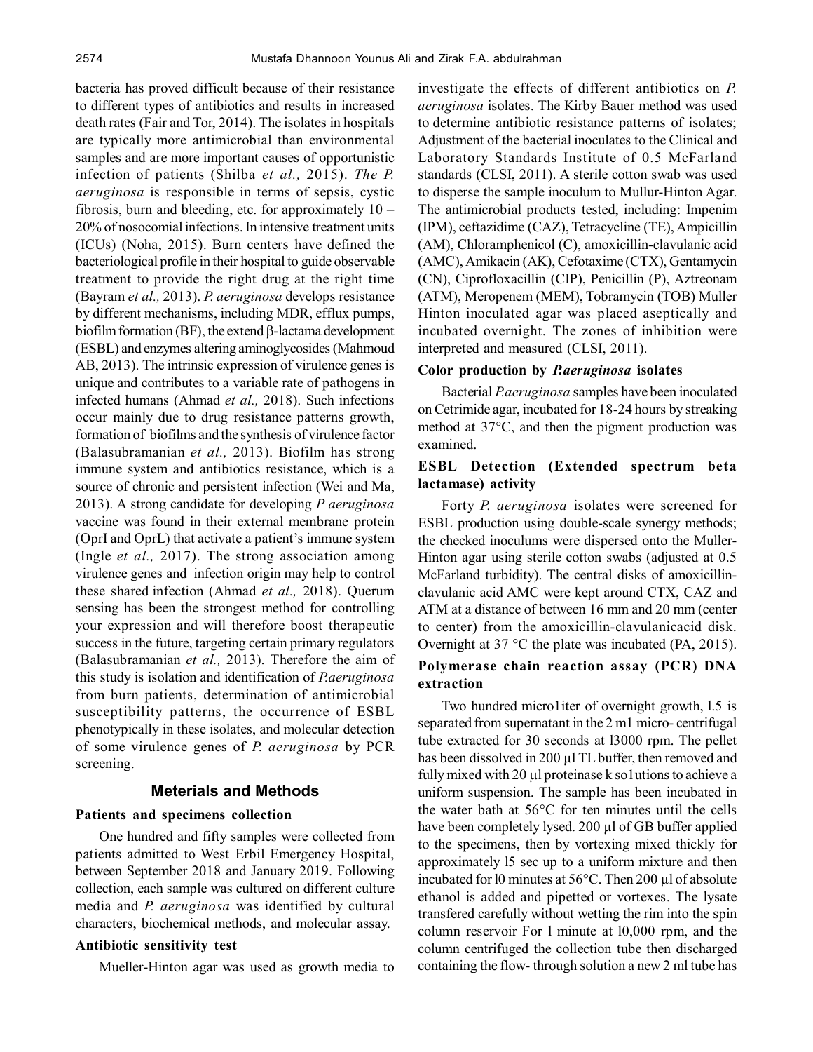bacteria has proved difficult because of their resistance to different types of antibiotics and results in increased death rates (Fair and Tor, 2014). The isolates in hospitals are typically more antimicrobial than environmental samples and are more important causes of opportunistic infection of patients (Shilba *et al.,* 2015). *The P. aeruginosa* is responsible in terms of sepsis, cystic fibrosis, burn and bleeding, etc. for approximately 10 – 20% of nosocomial infections. In intensive treatment units (ICUs) (Noha, 2015). Burn centers have defined the bacteriological profile in their hospital to guide observable treatment to provide the right drug at the right time (Bayram *et al.,* 2013). *P. aeruginosa* develops resistance by different mechanisms, including MDR, efflux pumps, biofilm formation (BF), the extend β-lactama development (ESBL) and enzymes altering aminoglycosides (Mahmoud AB, 2013). The intrinsic expression of virulence genes is unique and contributes to a variable rate of pathogens in infected humans (Ahmad *et al.,* 2018). Such infections occur mainly due to drug resistance patterns growth, formation of biofilms and the synthesis of virulence factor (Balasubramanian *et al.,* 2013). Biofilm has strong immune system and antibiotics resistance, which is a source of chronic and persistent infection (Wei and Ma, 2013). A strong candidate for developing *P aeruginosa* vaccine was found in their external membrane protein (OprI and OprL) that activate a patient's immune system (Ingle *et al.,* 2017). The strong association among virulence genes and infection origin may help to control these shared infection (Ahmad *et al.,* 2018). Querum sensing has been the strongest method for controlling your expression and will therefore boost therapeutic success in the future, targeting certain primary regulators (Balasubramanian *et al.,* 2013). Therefore the aim of this study is isolation and identification of *P.aeruginosa* from burn patients, determination of antimicrobial susceptibility patterns, the occurrence of ESBL phenotypically in these isolates, and molecular detection of some virulence genes of *P. aeruginosa* by PCR screening.

## Meterials and Methods

### Patients and specimens collection

One hundred and fifty samples were collected from patients admitted to West Erbil Emergency Hospital, between September 2018 and January 2019. Following collection, each sample was cultured on different culture media and *P. aeruginosa* was identified by cultural characters, biochemical methods, and molecular assay.

### Antibiotic sensitivity test

Mueller-Hinton agar was used as growth media to investigate the effects of different antibiotics on *P. aeruginosa* isolates. The Kirby Bauer method was used to determine antibiotic resistance patterns of isolates; Adjustment of the bacterial inoculates to the Clinical and Laboratory Standards Institute of 0.5 McFarland standards (CLSI, 2011). A sterile cotton swab was used to disperse the sample inoculum to Mullur-Hinton Agar. The antimicrobial products tested, including: Impenim (IPM), ceftazidime (CAZ), Tetracycline (TE), Ampicillin (AM), Chloramphenicol (C), amoxicillin-clavulanic acid (AMC), Amikacin (AK), Cefotaxime (CTX), Gentamycin (CN), Ciprofloxacillin (CIP), Penicillin (P), Aztreonam (ATM), Meropenem (MEM), Tobramycin (TOB) Muller Hinton inoculated agar was placed aseptically and incubated overnight. The zones of inhibition were interpreted and measured (CLSI, 2011).

### Color production by *P.aeruginosa* isolates

Bacterial *P.aeruginosa* samples have been inoculated on Cetrimide agar, incubated for 18-24 hours by streaking method at 37°C, and then the pigment production was examined.

### ESBL Detection (Extended spectrum beta lactamase) activity

Forty *P. aeruginosa* isolates were screened for ESBL production using double-scale synergy methods; the checked inoculums were dispersed onto the Muller-Hinton agar using sterile cotton swabs (adjusted at 0.5 McFarland turbidity). The central disks of amoxicillin-clavulanic acid AMC were kept around CTX, CAZ and ATM at a distance of between 16 mm and 20 mm (center to center) from the amoxicillin-clavulanicacid disk. Overnight at 37 °C the plate was incubated (PA, 2015).

### Polymerase chain reaction assay (PCR) DNA extraction

Two hundred micro1iter of overnight growth, l.5 is separated from supernatant in the 2 m1 micro- centrifugal tube extracted for 30 seconds at l3000 rpm. The pellet has been dissolved in 200 µl TL buffer, then removed and fully mixed with 20 µl proteinase k so1utions to achieve a uniform suspension. The sample has been incubated in the water bath at 56°C for ten minutes until the cells have been completely lysed. 200 µl of GB buffer applied to the specimens, then by vortexing mixed thickly for approximately l5 sec up to a uniform mixture and then incubated for l0 minutes at 56°C. Then 200 µl of absolute ethanol is added and pipetted or vortexes. The lysate transfered carefully without wetting the rim into the spin column reservoir For l minute at l0,000 rpm, and the column centrifuged the collection tube then discharged containing the flow- through solution a new 2 ml tube has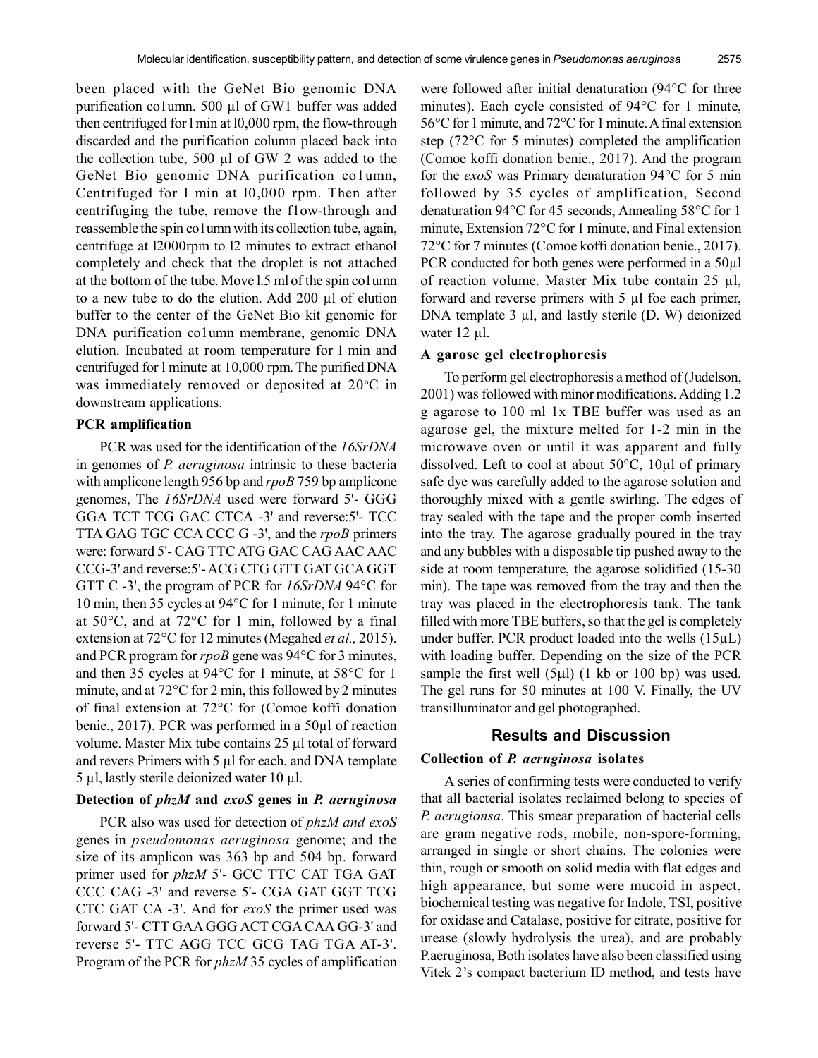been placed with the GeNet Bio genomic DNA purification co1umn. 500 µl of GW1 buffer was added then centrifuged for l min at l0,000 rpm, the flow-through discarded and the purification column placed back into the collection tube, 500 µl of GW 2 was added to the GeNet Bio genomic DNA purification co1umn, Centrifuged for l min at l0,000 rpm. Then after centrifuging the tube, remove the f1ow-through and reassemble the spin co1umn with its collection tube, again, centrifuge at l2000rpm to l2 minutes to extract ethanol completely and check that the droplet is not attached at the bottom of the tube. Move l.5 ml of the spin co1umn to a new tube to do the elution. Add 200 µl of elution buffer to the center of the GeNet Bio kit genomic for DNA purification co1umn membrane, genomic DNA elution. Incubated at room temperature for l min and centrifuged for l minute at 10,000 rpm. The purified DNA was immediately removed or deposited at 20°C in downstream applications.

### PCR amplification

PCR was used for the identification of the *16SrDNA* in genomes of *P. aeruginosa* intrinsic to these bacteria with amplicone length 956 bp and *rpoB* 759 bp amplicone genomes, The *16SrDNA* used were forward 5'- GGG GGA TCT TCG GAC CTCA -3' and reverse:5'- TCC TTA GAG TGC CCA CCC G -3', and the *rpoB* primers were: forward 5'- CAG TTC ATG GAC CAG AAC AAC CCG-3' and reverse:5'- ACG CTG GTT GAT GCA GGT GTT C -3', the program of PCR for *16SrDNA* 94°C for 10 min, then 35 cycles at 94°C for 1 minute, for 1 minute at 50°C, and at 72°C for 1 min, followed by a final extension at 72°C for 12 minutes (Megahed *et al.,* 2015). and PCR program for *rpoB* gene was 94°C for 3 minutes, and then 35 cycles at 94°C for 1 minute, at 58°C for 1 minute, and at 72°C for 2 min, this followed by 2 minutes of final extension at 72°C for (Comoe koffi donation benie., 2017). PCR was performed in a 50µl of reaction volume. Master Mix tube contains 25 µl total of forward and revers Primers with 5 µl for each, and DNA template 5 µl, lastly sterile deionized water 10 µl.

### Detection of *phzM* and *exoS* genes in *P. aeruginosa*

PCR also was used for detection of *phzM and exoS* genes in *pseudomonas aeruginosa* genome; and the size of its amplicon was 363 bp and 504 bp. forward primer used for *phzM* 5'- GCC TTC CAT TGA GAT CCC CAG -3' and reverse 5'- CGA GAT GGT TCG CTC GAT CA -3'. And for *exoS* the primer used was forward 5'- CTT GAA GGG ACT CGA CAA GG-3' and reverse 5'- TTC AGG TCC GCG TAG TGA AT-3'. Program of the PCR for *phzM* 35 cycles of amplification were followed after initial denaturation (94°C for three minutes). Each cycle consisted of 94°C for 1 minute, 56°C for 1 minute, and 72°C for 1 minute. A final extension step (72°C for 5 minutes) completed the amplification (Comoe koffi donation benie., 2017). And the program for the *exoS* was Primary denaturation 94°C for 5 min followed by 35 cycles of amplification, Second denaturation 94°C for 45 seconds, Annealing 58°C for 1 minute, Extension 72°C for 1 minute, and Final extension 72°C for 7 minutes (Comoe koffi donation benie., 2017). PCR conducted for both genes were performed in a 50µl of reaction volume. Master Mix tube contain 25 µl, forward and reverse primers with 5 µl foe each primer, DNA template 3 µl, and lastly sterile (D. W) deionized water 12 µl.

### A garose gel electrophoresis

To perform gel electrophoresis a method of (Judelson, 2001) was followed with minor modifications. Adding 1.2 g agarose to 100 ml 1x TBE buffer was used as an agarose gel, the mixture melted for 1-2 min in the microwave oven or until it was apparent and fully dissolved. Left to cool at about 50°C, 10µl of primary safe dye was carefully added to the agarose solution and thoroughly mixed with a gentle swirling. The edges of tray sealed with the tape and the proper comb inserted into the tray. The agarose gradually poured in the tray and any bubbles with a disposable tip pushed away to the side at room temperature, the agarose solidified (15-30 min). The tape was removed from the tray and then the tray was placed in the electrophoresis tank. The tank filled with more TBE buffers, so that the gel is completely under buffer. PCR product loaded into the wells (15µL) with loading buffer. Depending on the size of the PCR sample the first well (5µl) (1 kb or 100 bp) was used. The gel runs for 50 minutes at 100 V. Finally, the UV transilluminator and gel photographed.

## Results and Discussion

### Collection of *P. aeruginosa* isolates

A series of confirming tests were conducted to verify that all bacterial isolates reclaimed belong to species of *P. aerugionsa*. This smear preparation of bacterial cells are gram negative rods, mobile, non-spore-forming, arranged in single or short chains. The colonies were thin, rough or smooth on solid media with flat edges and high appearance, but some were mucoid in aspect, biochemical testing was negative for Indole, TSI, positive for oxidase and Catalase, positive for citrate, positive for urease (slowly hydrolysis the urea), and are probably P.aeruginosa, Both isolates have also been classified using Vitek 2's compact bacterium ID method, and tests have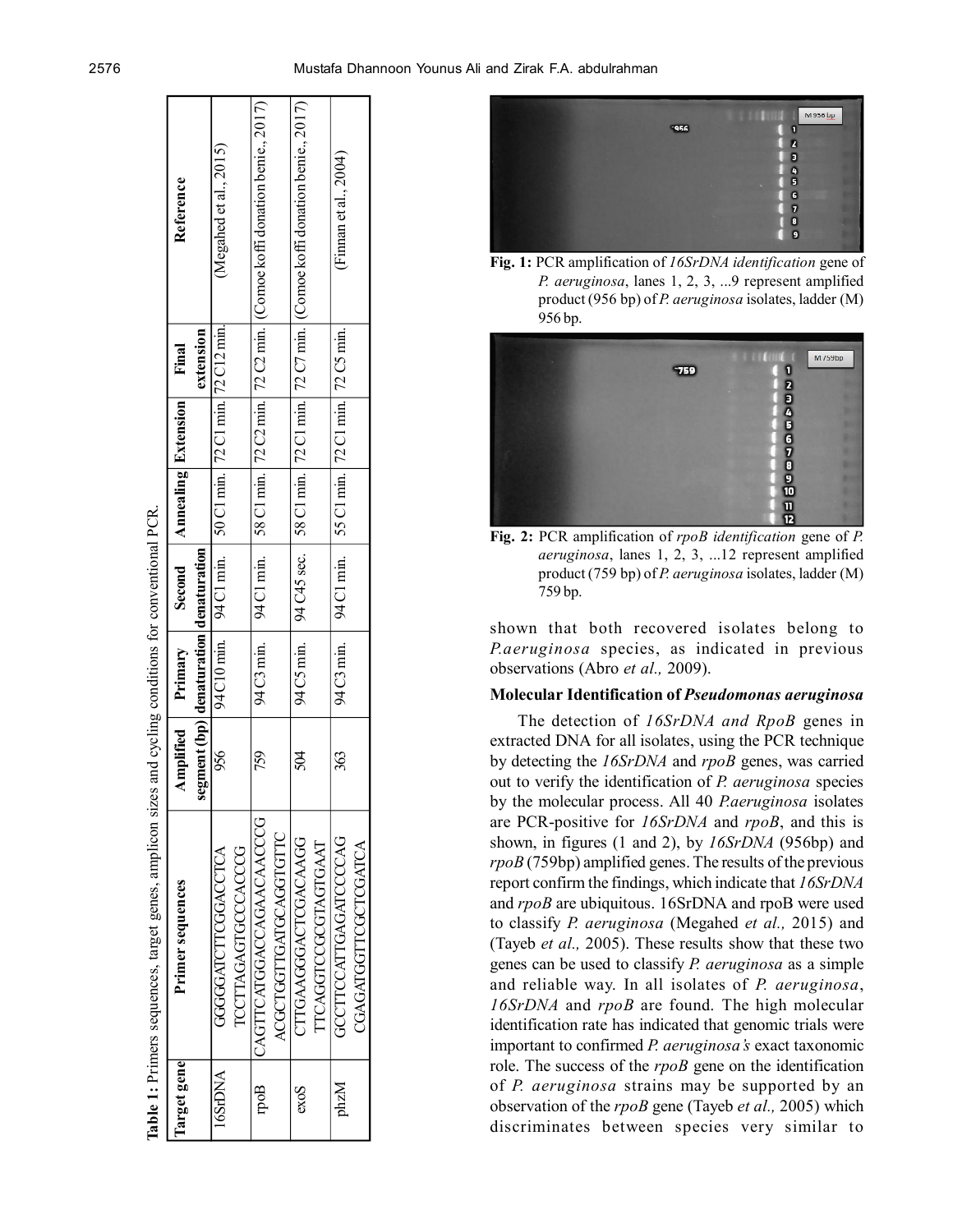**Table 1:** Primers sequences, target genes, amplicon sizes and cycling conditions for conventional PCR.

| Target gene | Primer sequences | Amplified segment (bp) | Primary denaturation | Second denaturation | Annealing | Extension | Final extension | Reference |
|---|---|---|---|---|---|---|---|---|
| 16SrDNA | GGGGGATCTTCGGACCTCA<br>TCCTTAGAGTGCCCACCCG | 956 | 94 C10 min. | 94 C1 min. | 50 C1 min. | 72 C1 min. | 72 C12 min. | (Megahed et al., 2015) |
| rpoB | CAGTTCATGGACCAGAACAACCCG<br>ACGCTGGTTGATGCAGGTGTTC | 759 | 94 C3 min. | 94 C1 min. | 58 C1 min. | 72 C2 min. | 72 C2 min. | (Comoe koffi donation benie., 2017) |
| exoS | CTTGAAGGGACTCGACAAGG<br>TTCAGGTCCGCGTAGTGAAT | 504 | 94 C5 min. | 94 C45 sec. | 58 C1 min. | 72 C1 min. | 72 C7 min. | (Comoe koffi donation benie., 2017) |
| phzM | GCCTTCCATTGAGATCCCCAG<br>CGAGATGGTTCGCTCGATCA | 363 | 94 C3 min. | 94 C1 min. | 55 C1 min. | 72 C1 min. | 72 C5 min. | (Finman et al., 2004) |

**Fig. 1:** PCR amplification of *16SrDNA identification* gene of *P. aeruginosa*, lanes 1, 2, 3, ...9 represent amplified product (956 bp) of *P. aeruginosa* isolates, ladder (M) 956 bp.

**Fig. 2:** PCR amplification of *rpoB identification* gene of *P. aeruginosa*, lanes 1, 2, 3, ...12 represent amplified product (759 bp) of *P. aeruginosa* isolates, ladder (M) 759 bp.

shown that both recovered isolates belong to *P.aeruginosa* species, as indicated in previous observations (Abro *et al.,* 2009).

### Molecular Identification of *Pseudomonas aeruginosa*

The detection of *16SrDNA and RpoB* genes in extracted DNA for all isolates, using the PCR technique by detecting the *16SrDNA* and *rpoB* genes, was carried out to verify the identification of *P. aeruginosa* species by the molecular process. All 40 *P.aeruginosa* isolates are PCR-positive for *16SrDNA* and *rpoB*, and this is shown, in figures (1 and 2), by *16SrDNA* (956bp) and *rpoB* (759bp) amplified genes. The results of the previous report confirm the findings, which indicate that *16SrDNA* and *rpoB* are ubiquitous. 16SrDNA and rpoB were used to classify *P. aeruginosa* (Megahed *et al.,* 2015) and (Tayeb *et al.,* 2005). These results show that these two genes can be used to classify *P. aeruginosa* as a simple and reliable way. In all isolates of *P. aeruginosa*, *16SrDNA* and *rpoB* are found. The high molecular identification rate has indicated that genomic trials were important to confirmed *P. aeruginosa's* exact taxonomic role. The success of the *rpoB* gene on the identification of *P. aeruginosa* strains may be supported by an observation of the *rpoB* gene (Tayeb *et al.,* 2005) which discriminates between species very similar to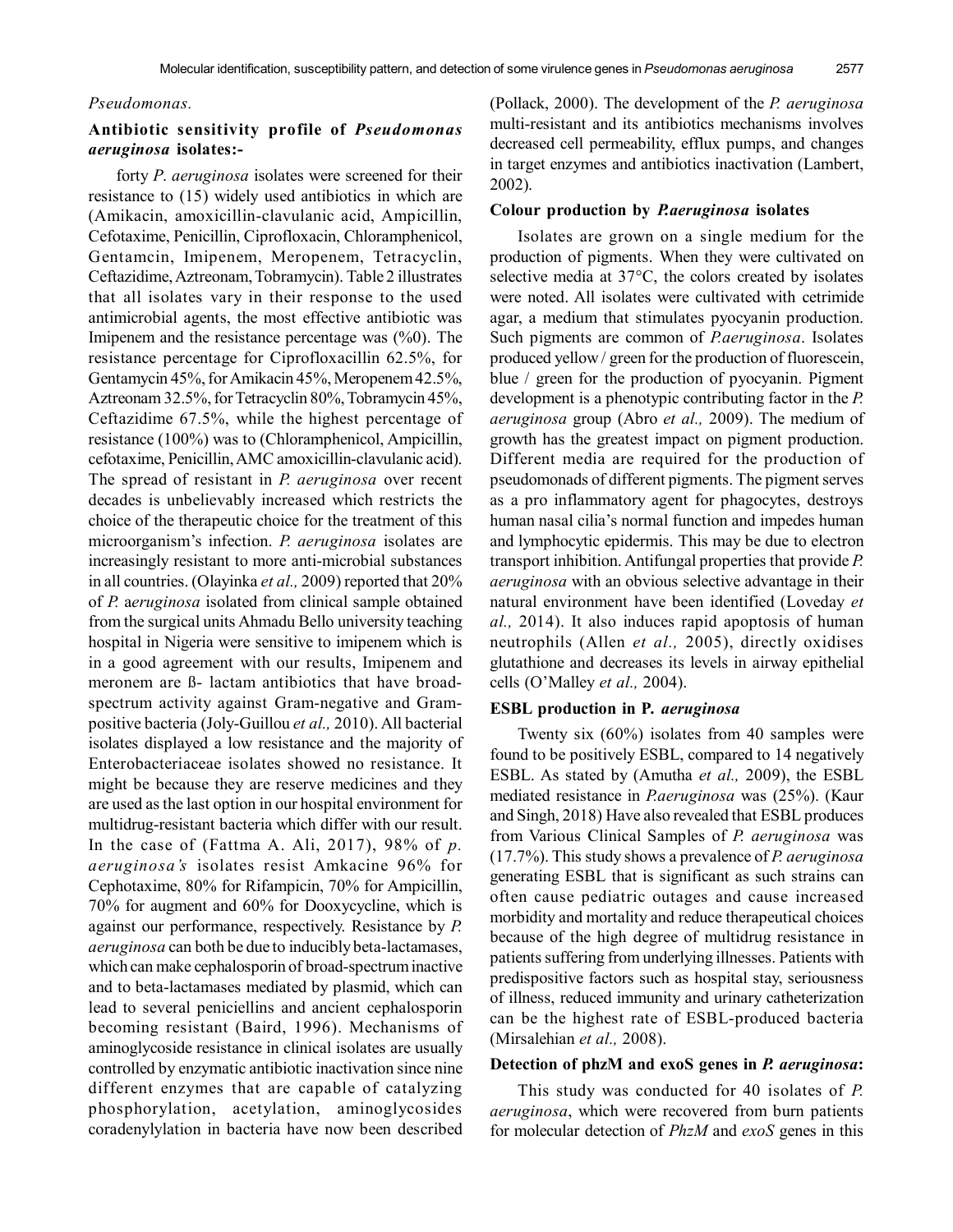*Pseudomonas.*

### Antibiotic sensitivity profile of *Pseudomonas aeruginosa* isolates:-

forty *P. aeruginosa* isolates were screened for their resistance to (15) widely used antibiotics in which are (Amikacin, amoxicillin-clavulanic acid, Ampicillin, Cefotaxime, Penicillin, Ciprofloxacin, Chloramphenicol, Gentamcin, Imipenem, Meropenem, Tetracyclin, Ceftazidime, Aztreonam, Tobramycin). Table 2 illustrates that all isolates vary in their response to the used antimicrobial agents, the most effective antibiotic was Imipenem and the resistance percentage was (%0). The resistance percentage for Ciprofloxacillin 62.5%, for Gentamycin 45%, for Amikacin 45%, Meropenem 42.5%, Aztreonam 32.5%, for Tetracyclin 80%, Tobramycin 45%, Ceftazidime 67.5%, while the highest percentage of resistance (100%) was to (Chloramphenicol, Ampicillin, cefotaxime, Penicillin, AMC amoxicillin-clavulanic acid). The spread of resistant in *P. aeruginosa* over recent decades is unbelievably increased which restricts the choice of the therapeutic choice for the treatment of this microorganism's infection. *P. aeruginosa* isolates are increasingly resistant to more anti-microbial substances in all countries. (Olayinka *et al.,* 2009) reported that 20% of *P. aeruginosa* isolated from clinical sample obtained from the surgical units Ahmadu Bello university teaching hospital in Nigeria were sensitive to imipenem which is in a good agreement with our results, Imipenem and meronem are ß- lactam antibiotics that have broad-spectrum activity against Gram-negative and Gram-positive bacteria (Joly-Guillou *et al.,* 2010). All bacterial isolates displayed a low resistance and the majority of Enterobacteriaceae isolates showed no resistance. It might be because they are reserve medicines and they are used as the last option in our hospital environment for multidrug-resistant bacteria which differ with our result. In the case of (Fattma A. Ali, 2017), 98% of *p. aeruginosa's* isolates resist Amkacine 96% for Cephotaxime, 80% for Rifampicin, 70% for Ampicillin, 70% for augment and 60% for Dooxycycline, which is against our performance, respectively. Resistance by *P. aeruginosa* can both be due to inducibly beta-lactamases, which can make cephalosporin of broad-spectrum inactive and to beta-lactamases mediated by plasmid, which can lead to several peniciellins and ancient cephalosporin becoming resistant (Baird, 1996). Mechanisms of aminoglycoside resistance in clinical isolates are usually controlled by enzymatic antibiotic inactivation since nine different enzymes that are capable of catalyzing phosphorylation, acetylation, aminoglycosides coradenylylation in bacteria have now been described (Pollack, 2000). The development of the *P. aeruginosa* multi-resistant and its antibiotics mechanisms involves decreased cell permeability, efflux pumps, and changes in target enzymes and antibiotics inactivation (Lambert, 2002).

### Colour production by *P.aeruginosa* isolates

Isolates are grown on a single medium for the production of pigments. When they were cultivated on selective media at 37°C, the colors created by isolates were noted. All isolates were cultivated with cetrimide agar, a medium that stimulates pyocyanin production. Such pigments are common of *P.aeruginosa*. Isolates produced yellow / green for the production of fluorescein, blue / green for the production of pyocyanin. Pigment development is a phenotypic contributing factor in the *P. aeruginosa* group (Abro *et al.,* 2009). The medium of growth has the greatest impact on pigment production. Different media are required for the production of pseudomonads of different pigments. The pigment serves as a pro inflammatory agent for phagocytes, destroys human nasal cilia's normal function and impedes human and lymphocytic epidermis. This may be due to electron transport inhibition. Antifungal properties that provide *P. aeruginosa* with an obvious selective advantage in their natural environment have been identified (Loveday *et al.,* 2014). It also induces rapid apoptosis of human neutrophils (Allen *et al.,* 2005), directly oxidises glutathione and decreases its levels in airway epithelial cells (O'Malley *et al.,* 2004).

### ESBL production in P. *aeruginosa*

Twenty six (60%) isolates from 40 samples were found to be positively ESBL, compared to 14 negatively ESBL. As stated by (Amutha *et al.,* 2009), the ESBL mediated resistance in *P.aeruginosa* was (25%). (Kaur and Singh, 2018) Have also revealed that ESBL produces from Various Clinical Samples of *P. aeruginosa* was (17.7%). This study shows a prevalence of *P. aeruginosa* generating ESBL that is significant as such strains can often cause pediatric outages and cause increased morbidity and mortality and reduce therapeutical choices because of the high degree of multidrug resistance in patients suffering from underlying illnesses. Patients with predispositive factors such as hospital stay, seriousness of illness, reduced immunity and urinary catheterization can be the highest rate of ESBL-produced bacteria (Mirsalehian *et al.,* 2008).

### Detection of phzM and exoS genes in *P. aeruginosa*:

This study was conducted for 40 isolates of *P. aeruginosa*, which were recovered from burn patients for molecular detection of *PhzM* and *exoS* genes in this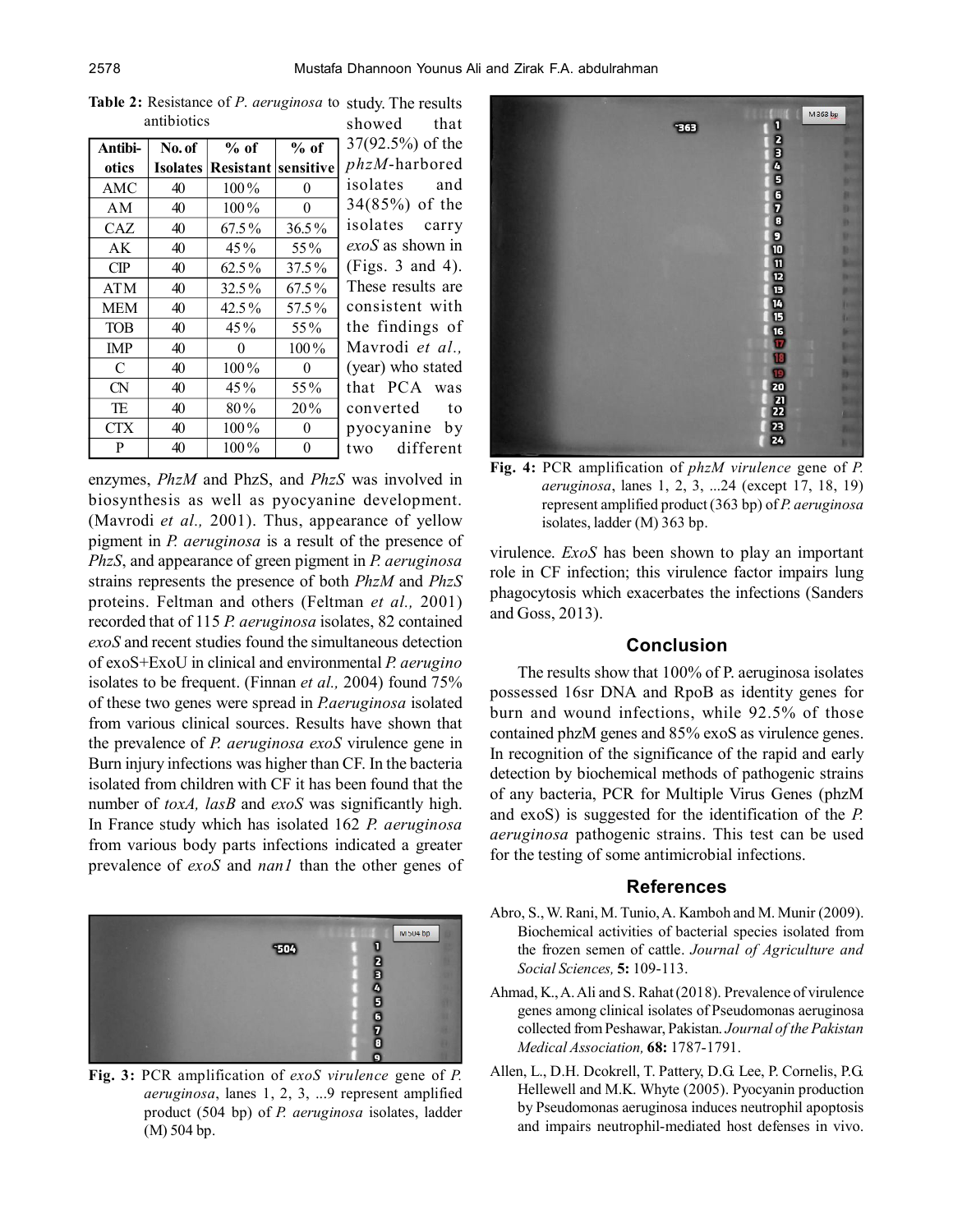**Table 2:** Resistance of *P. aeruginosa* to antibiotics

| Antibiotics | No. of Isolates | % of Resistant | % of sensitive |
|---|---|---|---|
| AMC | 40 | 100% | 0 |
| AM | 40 | 100% | 0 |
| CAZ | 40 | 67.5% | 36.5% |
| AK | 40 | 45% | 55% |
| CIP | 40 | 62.5% | 37.5% |
| ATM | 40 | 32.5% | 67.5% |
| MEM | 40 | 42.5% | 57.5% |
| TOB | 40 | 45% | 55% |
| IMP | 40 | 0 | 100% |
| C | 40 | 100% | 0 |
| CN | 40 | 45% | 55% |
| TE | 40 | 80% | 20% |
| CTX | 40 | 100% | 0 |
| P | 40 | 100% | 0 |

study. The results showed that 37(92.5%) of the *phzM*-harbored isolates and 34(85%) of the isolates carry *exoS* as shown in (Figs. 3 and 4). These results are consistent with the findings of Mavrodi *et al.,* (year) who stated that PCA was converted to pyocyanine by two different enzymes, *PhzM* and PhzS, and *PhzS* was involved in biosynthesis as well as pyocyanine development. (Mavrodi *et al.,* 2001). Thus, appearance of yellow pigment in *P. aeruginosa* is a result of the presence of *PhzS*, and appearance of green pigment in *P. aeruginosa* strains represents the presence of both *PhzM* and *PhzS* proteins. Feltman and others (Feltman *et al.,* 2001) recorded that of 115 *P. aeruginosa* isolates, 82 contained *exoS* and recent studies found the simultaneous detection of exoS+ExoU in clinical and environmental *P. aerugino* isolates to be frequent. (Finnan *et al.,* 2004) found 75% of these two genes were spread in *P.aeruginosa* isolated from various clinical sources. Results have shown that the prevalence of *P. aeruginosa exoS* virulence gene in Burn injury infections was higher than CF. In the bacteria isolated from children with CF it has been found that the number of *toxA, lasB* and *exoS* was significantly high. In France study which has isolated 162 *P. aeruginosa* from various body parts infections indicated a greater prevalence of *exoS* and *nan1* than the other genes of virulence. *ExoS* has been shown to play an important role in CF infection; this virulence factor impairs lung phagocytosis which exacerbates the infections (Sanders and Goss, 2013).

**Fig. 3:** PCR amplification of *exoS virulence* gene of *P. aeruginosa*, lanes 1, 2, 3, ...9 represent amplified product (504 bp) of *P. aeruginosa* isolates, ladder (M) 504 bp.

**Fig. 4:** PCR amplification of *phzM virulence* gene of *P. aeruginosa*, lanes 1, 2, 3, ...24 (except 17, 18, 19) represent amplified product (363 bp) of *P. aeruginosa* isolates, ladder (M) 363 bp.

## Conclusion

The results show that 100% of P. aeruginosa isolates possessed 16sr DNA and RpoB as identity genes for burn and wound infections, while 92.5% of those contained phzM genes and 85% exoS as virulence genes. In recognition of the significance of the rapid and early detection by biochemical methods of pathogenic strains of any bacteria, PCR for Multiple Virus Genes (phzM and exoS) is suggested for the identification of the *P. aeruginosa* pathogenic strains. This test can be used for the testing of some antimicrobial infections.

## References

Abro, S., W. Rani, M. Tunio, A. Kamboh and M. Munir (2009). Biochemical activities of bacterial species isolated from the frozen semen of cattle. *Journal of Agriculture and Social Sciences,* **5:** 109-113.

Ahmad, K., A. Ali and S. Rahat (2018). Prevalence of virulence genes among clinical isolates of Pseudomonas aeruginosa collected from Peshawar, Pakistan. *Journal of the Pakistan Medical Association,* **68:** 1787-1791.

Allen, L., D.H. Dcokrell, T. Pattery, D.G. Lee, P. Cornelis, P.G. Hellewell and M.K. Whyte (2005). Pyocyanin production by Pseudomonas aeruginosa induces neutrophil apoptosis and impairs neutrophil-mediated host defenses in vivo.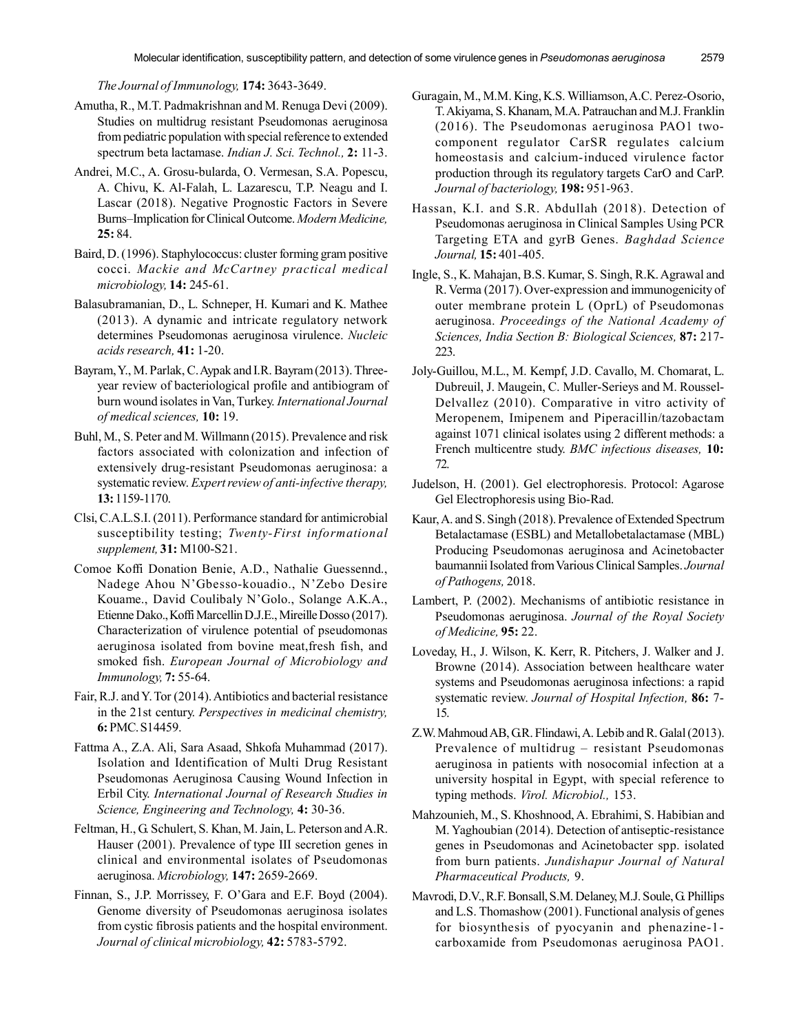*The Journal of Immunology,* **174:** 3643-3649.

Amutha, R., M.T. Padmakrishnan and M. Renuga Devi (2009). Studies on multidrug resistant Pseudomonas aeruginosa from pediatric population with special reference to extended spectrum beta lactamase. *Indian J. Sci. Technol.,* **2:** 11-3.

Andrei, M.C., A. Grosu-bularda, O. Vermesan, S.A. Popescu, A. Chivu, K. Al-Falah, L. Lazarescu, T.P. Neagu and I. Lascar (2018). Negative Prognostic Factors in Severe Burns–Implication for Clinical Outcome. *Modern Medicine,* **25:** 84.

Baird, D. (1996). Staphylococcus: cluster forming gram positive cocci. *Mackie and McCartney practical medical microbiology,* **14:** 245-61.

Balasubramanian, D., L. Schneper, H. Kumari and K. Mathee (2013). A dynamic and intricate regulatory network determines Pseudomonas aeruginosa virulence. *Nucleic acids research,* **41:** 1-20.

Bayram, Y., M. Parlak, C. Aypak and I.R. Bayram (2013). Three-year review of bacteriological profile and antibiogram of burn wound isolates in Van, Turkey. *International Journal of medical sciences,* **10:** 19.

Buhl, M., S. Peter and M. Willmann (2015). Prevalence and risk factors associated with colonization and infection of extensively drug-resistant Pseudomonas aeruginosa: a systematic review. *Expert review of anti-infective therapy,* **13:** 1159-1170.

Clsi, C.A.L.S.I. (2011). Performance standard for antimicrobial susceptibility testing; *Twenty-First informational supplement,* **31:** M100-S21.

Comoe Koffi Donation Benie, A.D., Nathalie Guessennd., Nadege Ahou N'Gbesso-kouadio., N'Zebo Desire Kouame., David Coulibaly N'Golo., Solange A.K.A., Etienne Dako., Koffi Marcellin D.J.E., Mireille Dosso (2017). Characterization of virulence potential of pseudomonas aeruginosa isolated from bovine meat,fresh fish, and smoked fish. *European Journal of Microbiology and Immunology,* **7:** 55-64.

Fair, R.J. and Y. Tor (2014). Antibiotics and bacterial resistance in the 21st century. *Perspectives in medicinal chemistry,* **6:** PMC. S14459.

Fattma A., Z.A. Ali, Sara Asaad, Shkofa Muhammad (2017). Isolation and Identification of Multi Drug Resistant Pseudomonas Aeruginosa Causing Wound Infection in Erbil City. *International Journal of Research Studies in Science, Engineering and Technology,* **4:** 30-36.

Feltman, H., G. Schulert, S. Khan, M. Jain, L. Peterson and A.R. Hauser (2001). Prevalence of type III secretion genes in clinical and environmental isolates of Pseudomonas aeruginosa. *Microbiology,* **147:** 2659-2669.

Finnan, S., J.P. Morrissey, F. O'Gara and E.F. Boyd (2004). Genome diversity of Pseudomonas aeruginosa isolates from cystic fibrosis patients and the hospital environment. *Journal of clinical microbiology,* **42:** 5783-5792.

Guragain, M., M.M. King, K.S. Williamson, A.C. Perez-Osorio, T. Akiyama, S. Khanam, M.A. Patrauchan and M.J. Franklin (2016). The Pseudomonas aeruginosa PAO1 two-component regulator CarSR regulates calcium homeostasis and calcium-induced virulence factor production through its regulatory targets CarO and CarP. *Journal of bacteriology,* **198:** 951-963.

Hassan, K.I. and S.R. Abdullah (2018). Detection of Pseudomonas aeruginosa in Clinical Samples Using PCR Targeting ETA and gyrB Genes. *Baghdad Science Journal,* **15:** 401-405.

Ingle, S., K. Mahajan, B.S. Kumar, S. Singh, R.K. Agrawal and R. Verma (2017). Over-expression and immunogenicity of outer membrane protein L (OprL) of Pseudomonas aeruginosa. *Proceedings of the National Academy of Sciences, India Section B: Biological Sciences,* **87:** 217-223.

Joly-Guillou, M.L., M. Kempf, J.D. Cavallo, M. Chomarat, L. Dubreuil, J. Maugein, C. Muller-Serieys and M. Roussel-Delvallez (2010). Comparative in vitro activity of Meropenem, Imipenem and Piperacillin/tazobactam against 1071 clinical isolates using 2 different methods: a French multicentre study. *BMC infectious diseases,* **10:** 72.

Judelson, H. (2001). Gel electrophoresis. Protocol: Agarose Gel Electrophoresis using Bio-Rad.

Kaur, A. and S. Singh (2018). Prevalence of Extended Spectrum Betalactamase (ESBL) and Metallobetalactamase (MBL) Producing Pseudomonas aeruginosa and Acinetobacter baumannii Isolated from Various Clinical Samples. *Journal of Pathogens,* 2018.

Lambert, P. (2002). Mechanisms of antibiotic resistance in Pseudomonas aeruginosa. *Journal of the Royal Society of Medicine,* **95:** 22.

Loveday, H., J. Wilson, K. Kerr, R. Pitchers, J. Walker and J. Browne (2014). Association between healthcare water systems and Pseudomonas aeruginosa infections: a rapid systematic review. *Journal of Hospital Infection,* **86:** 7-15.

Z.W. Mahmoud AB, G.R. Flindawi, A. Lebib and R. Galal (2013). Prevalence of multidrug – resistant Pseudomonas aeruginosa in patients with nosocomial infection at a university hospital in Egypt, with special reference to typing methods. *Virol. Microbiol.,* 153.

Mahzounieh, M., S. Khoshnood, A. Ebrahimi, S. Habibian and M. Yaghoubian (2014). Detection of antiseptic-resistance genes in Pseudomonas and Acinetobacter spp. isolated from burn patients. *Jundishapur Journal of Natural Pharmaceutical Products,* 9.

Mavrodi, D.V., R.F. Bonsall, S.M. Delaney, M.J. Soule, G. Phillips and L.S. Thomashow (2001). Functional analysis of genes for biosynthesis of pyocyanin and phenazine-1-carboxamide from Pseudomonas aeruginosa PAO1.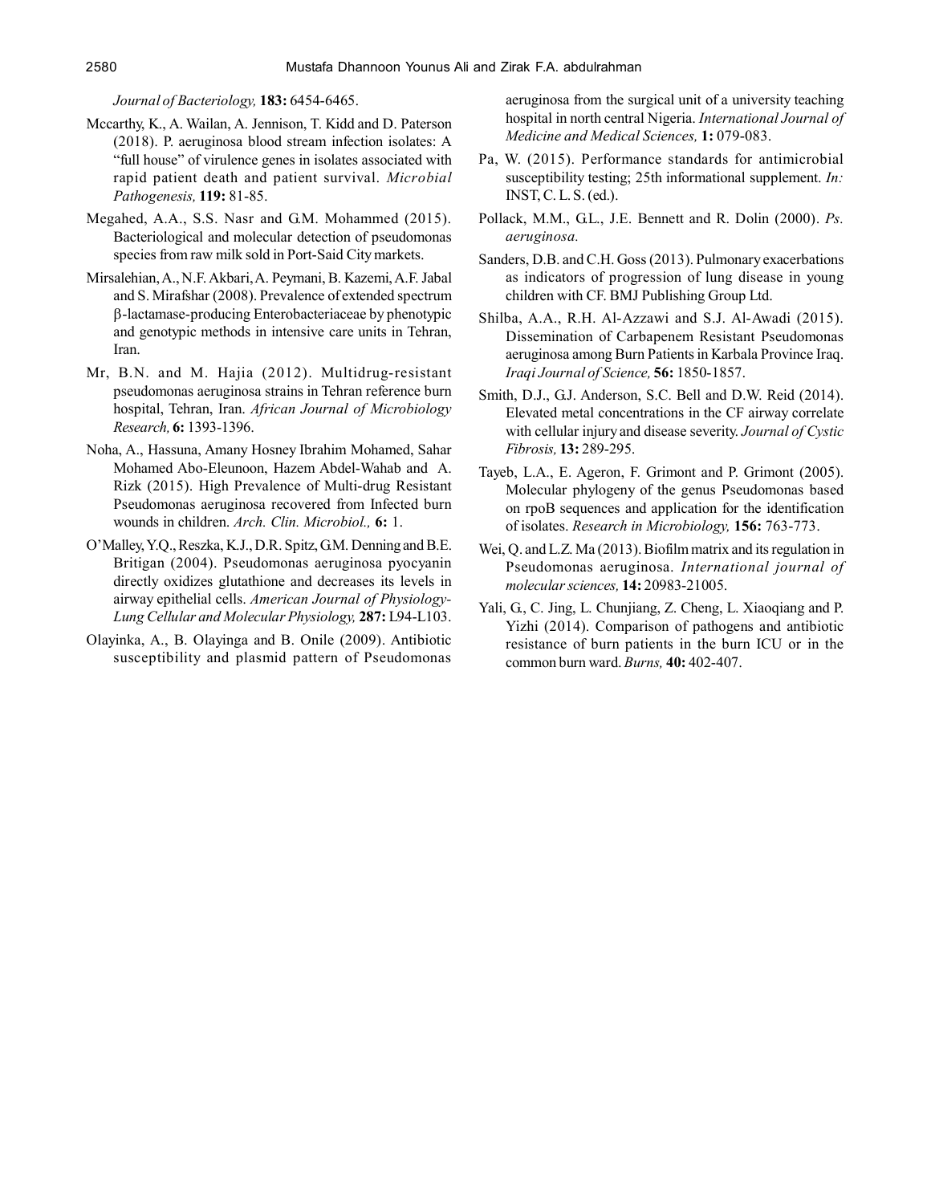*Journal of Bacteriology,* **183:** 6454-6465.

Mccarthy, K., A. Wailan, A. Jennison, T. Kidd and D. Paterson (2018). P. aeruginosa blood stream infection isolates: A "full house" of virulence genes in isolates associated with rapid patient death and patient survival. *Microbial Pathogenesis,* **119:** 81-85.

Megahed, A.A., S.S. Nasr and G.M. Mohammed (2015). Bacteriological and molecular detection of pseudomonas species from raw milk sold in Port-Said City markets.

Mirsalehian, A., N.F. Akbari, A. Peymani, B. Kazemi, A.F. Jabal and S. Mirafshar (2008). Prevalence of extended spectrum β-lactamase-producing Enterobacteriaceae by phenotypic and genotypic methods in intensive care units in Tehran, Iran.

Mr, B.N. and M. Hajia (2012). Multidrug-resistant pseudomonas aeruginosa strains in Tehran reference burn hospital, Tehran, Iran. *African Journal of Microbiology Research,* **6:** 1393-1396.

Noha, A., Hassuna, Amany Hosney Ibrahim Mohamed, Sahar Mohamed Abo-Eleunoon, Hazem Abdel-Wahab and A. Rizk (2015). High Prevalence of Multi-drug Resistant Pseudomonas aeruginosa recovered from Infected burn wounds in children. *Arch. Clin. Microbiol.,* **6:** 1.

O'Malley, Y.Q., Reszka, K.J., D.R. Spitz, G.M. Denning and B.E. Britigan (2004). Pseudomonas aeruginosa pyocyanin directly oxidizes glutathione and decreases its levels in airway epithelial cells. *American Journal of Physiology-Lung Cellular and Molecular Physiology,* **287:** L94-L103.

Olayinka, A., B. Olayinga and B. Onile (2009). Antibiotic susceptibility and plasmid pattern of Pseudomonas aeruginosa from the surgical unit of a university teaching hospital in north central Nigeria. *International Journal of Medicine and Medical Sciences,* **1:** 079-083.

Pa, W. (2015). Performance standards for antimicrobial susceptibility testing; 25th informational supplement. *In:* INST, C. L. S. (ed.).

Pollack, M.M., G.L., J.E. Bennett and R. Dolin (2000). *Ps. aeruginosa.*

Sanders, D.B. and C.H. Goss (2013). Pulmonary exacerbations as indicators of progression of lung disease in young children with CF. BMJ Publishing Group Ltd.

Shilba, A.A., R.H. Al-Azzawi and S.J. Al-Awadi (2015). Dissemination of Carbapenem Resistant Pseudomonas aeruginosa among Burn Patients in Karbala Province Iraq. *Iraqi Journal of Science,* **56:** 1850-1857.

Smith, D.J., G.J. Anderson, S.C. Bell and D.W. Reid (2014). Elevated metal concentrations in the CF airway correlate with cellular injury and disease severity. *Journal of Cystic Fibrosis,* **13:** 289-295.

Tayeb, L.A., E. Ageron, F. Grimont and P. Grimont (2005). Molecular phylogeny of the genus Pseudomonas based on rpoB sequences and application for the identification of isolates. *Research in Microbiology,* **156:** 763-773.

Wei, Q. and L.Z. Ma (2013). Biofilm matrix and its regulation in Pseudomonas aeruginosa. *International journal of molecular sciences,* **14:** 20983-21005.

Yali, G., C. Jing, L. Chunjiang, Z. Cheng, L. Xiaoqiang and P. Yizhi (2014). Comparison of pathogens and antibiotic resistance of burn patients in the burn ICU or in the common burn ward. *Burns,* **40:** 402-407.